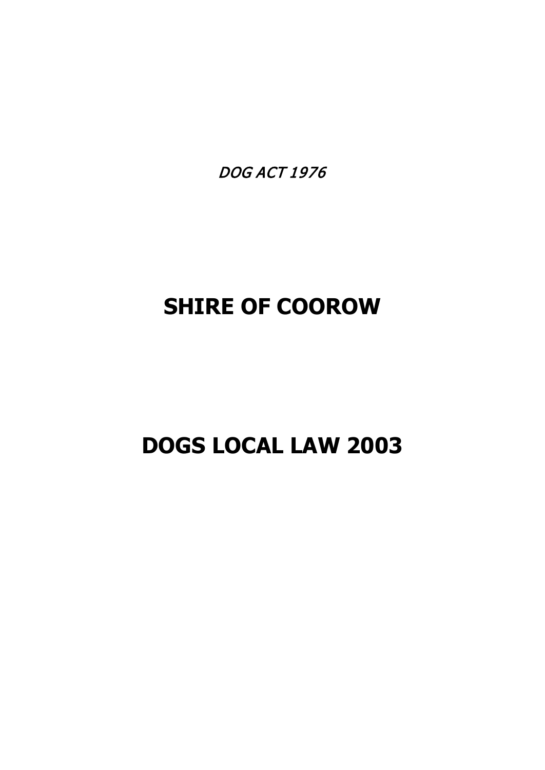*DOG ACT 1976*

# SHIRE OF COOROW

# DOGS LOCAL LAW 2003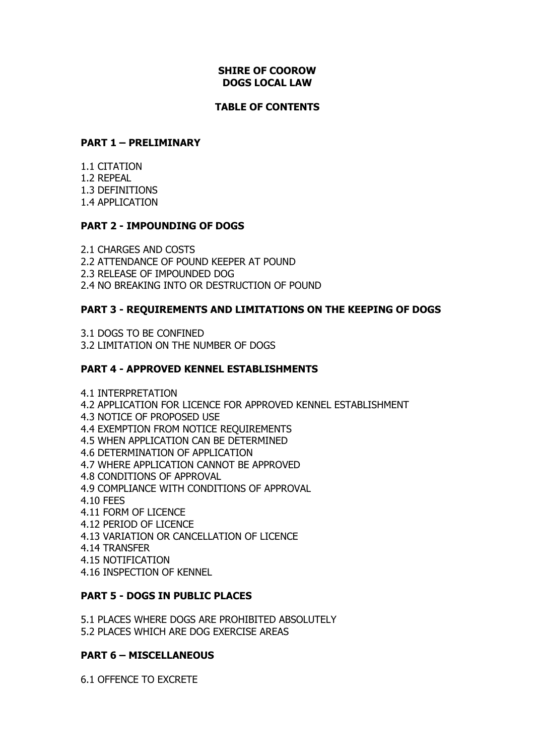# SHIRE OF COOROW
# DOGS LOCAL LAW

## TABLE OF CONTENTS

### PART 1 – PRELIMINARY

1.1 CITATION
1.2 REPEAL
1.3 DEFINITIONS
1.4 APPLICATION

### PART 2 - IMPOUNDING OF DOGS

2.1 CHARGES AND COSTS
2.2 ATTENDANCE OF POUND KEEPER AT POUND
2.3 RELEASE OF IMPOUNDED DOG
2.4 NO BREAKING INTO OR DESTRUCTION OF POUND

### PART 3 - REQUIREMENTS AND LIMITATIONS ON THE KEEPING OF DOGS

3.1 DOGS TO BE CONFINED
3.2 LIMITATION ON THE NUMBER OF DOGS

### PART 4 - APPROVED KENNEL ESTABLISHMENTS

4.1 INTERPRETATION
4.2 APPLICATION FOR LICENCE FOR APPROVED KENNEL ESTABLISHMENT
4.3 NOTICE OF PROPOSED USE
4.4 EXEMPTION FROM NOTICE REQUIREMENTS
4.5 WHEN APPLICATION CAN BE DETERMINED
4.6 DETERMINATION OF APPLICATION
4.7 WHERE APPLICATION CANNOT BE APPROVED
4.8 CONDITIONS OF APPROVAL
4.9 COMPLIANCE WITH CONDITIONS OF APPROVAL
4.10 FEES
4.11 FORM OF LICENCE
4.12 PERIOD OF LICENCE
4.13 VARIATION OR CANCELLATION OF LICENCE
4.14 TRANSFER
4.15 NOTIFICATION
4.16 INSPECTION OF KENNEL

### PART 5 - DOGS IN PUBLIC PLACES

5.1 PLACES WHERE DOGS ARE PROHIBITED ABSOLUTELY
5.2 PLACES WHICH ARE DOG EXERCISE AREAS

### PART 6 – MISCELLANEOUS

6.1 OFFENCE TO EXCRETE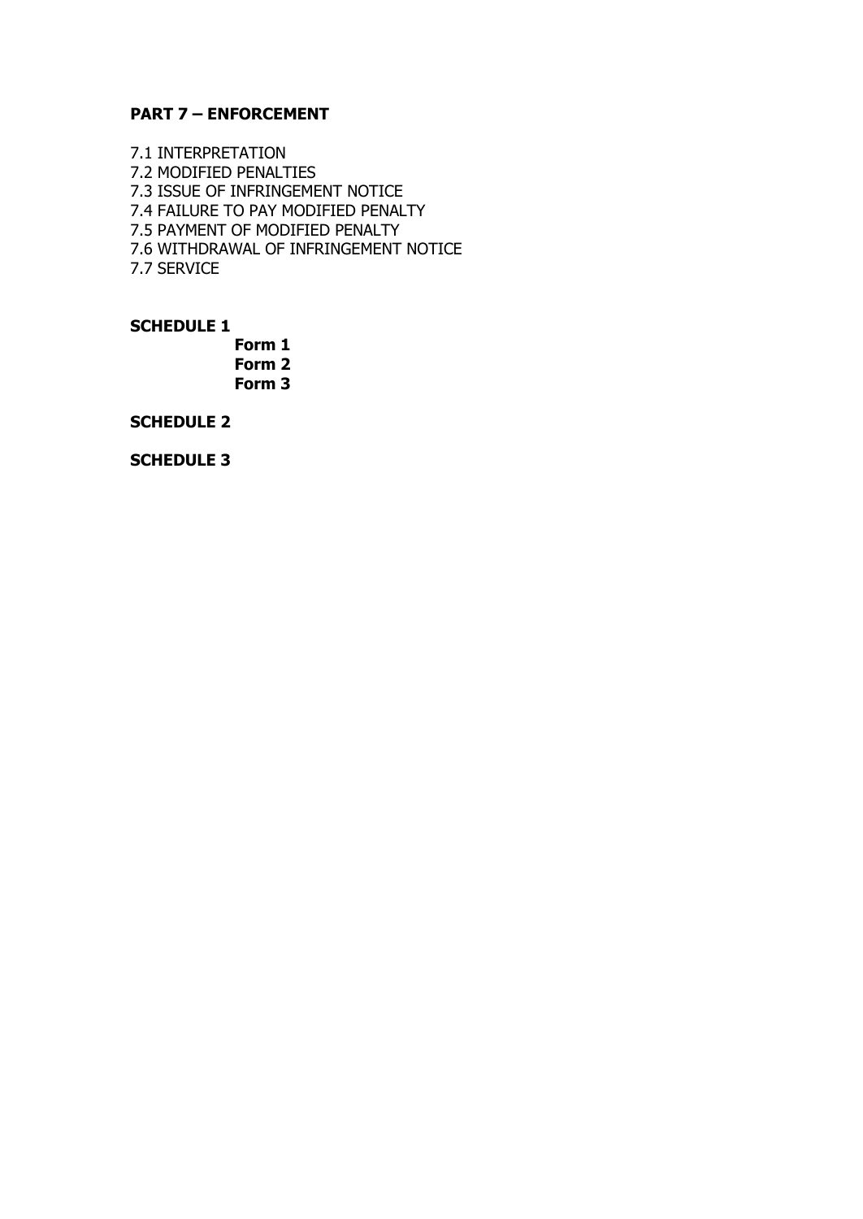**PART 7 – ENFORCEMENT**

7.1 INTERPRETATION
7.2 MODIFIED PENALTIES
7.3 ISSUE OF INFRINGEMENT NOTICE
7.4 FAILURE TO PAY MODIFIED PENALTY
7.5 PAYMENT OF MODIFIED PENALTY
7.6 WITHDRAWAL OF INFRINGEMENT NOTICE
7.7 SERVICE

**SCHEDULE 1**

**Form 1**
**Form 2**
**Form 3**

**SCHEDULE 2**

**SCHEDULE 3**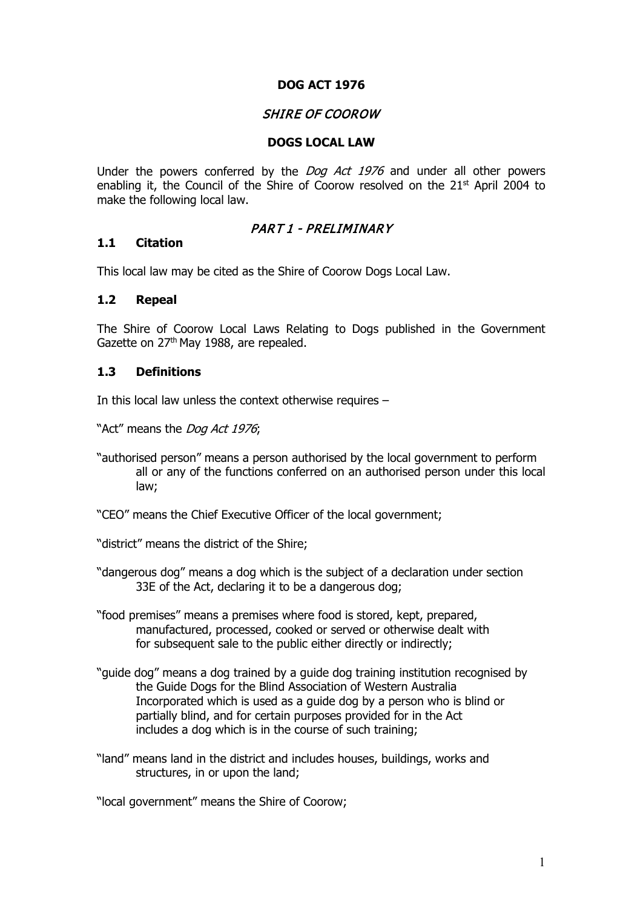**DOG ACT 1976**

*SHIRE OF COOROW*

**DOGS LOCAL LAW**

Under the powers conferred by the *Dog Act 1976* and under all other powers enabling it, the Council of the Shire of Coorow resolved on the 21st April 2004 to make the following local law.

## *PART 1 - PRELIMINARY*

### 1.1 Citation

This local law may be cited as the Shire of Coorow Dogs Local Law.

### 1.2 Repeal

The Shire of Coorow Local Laws Relating to Dogs published in the Government Gazette on 27th May 1988, are repealed.

### 1.3 Definitions

In this local law unless the context otherwise requires –

"Act" means the *Dog Act 1976*;

"authorised person" means a person authorised by the local government to perform all or any of the functions conferred on an authorised person under this local law;

"CEO" means the Chief Executive Officer of the local government;

"district" means the district of the Shire;

"dangerous dog" means a dog which is the subject of a declaration under section 33E of the Act, declaring it to be a dangerous dog;

"food premises" means a premises where food is stored, kept, prepared, manufactured, processed, cooked or served or otherwise dealt with for subsequent sale to the public either directly or indirectly;

"guide dog" means a dog trained by a guide dog training institution recognised by the Guide Dogs for the Blind Association of Western Australia Incorporated which is used as a guide dog by a person who is blind or partially blind, and for certain purposes provided for in the Act includes a dog which is in the course of such training;

"land" means land in the district and includes houses, buildings, works and structures, in or upon the land;

"local government" means the Shire of Coorow;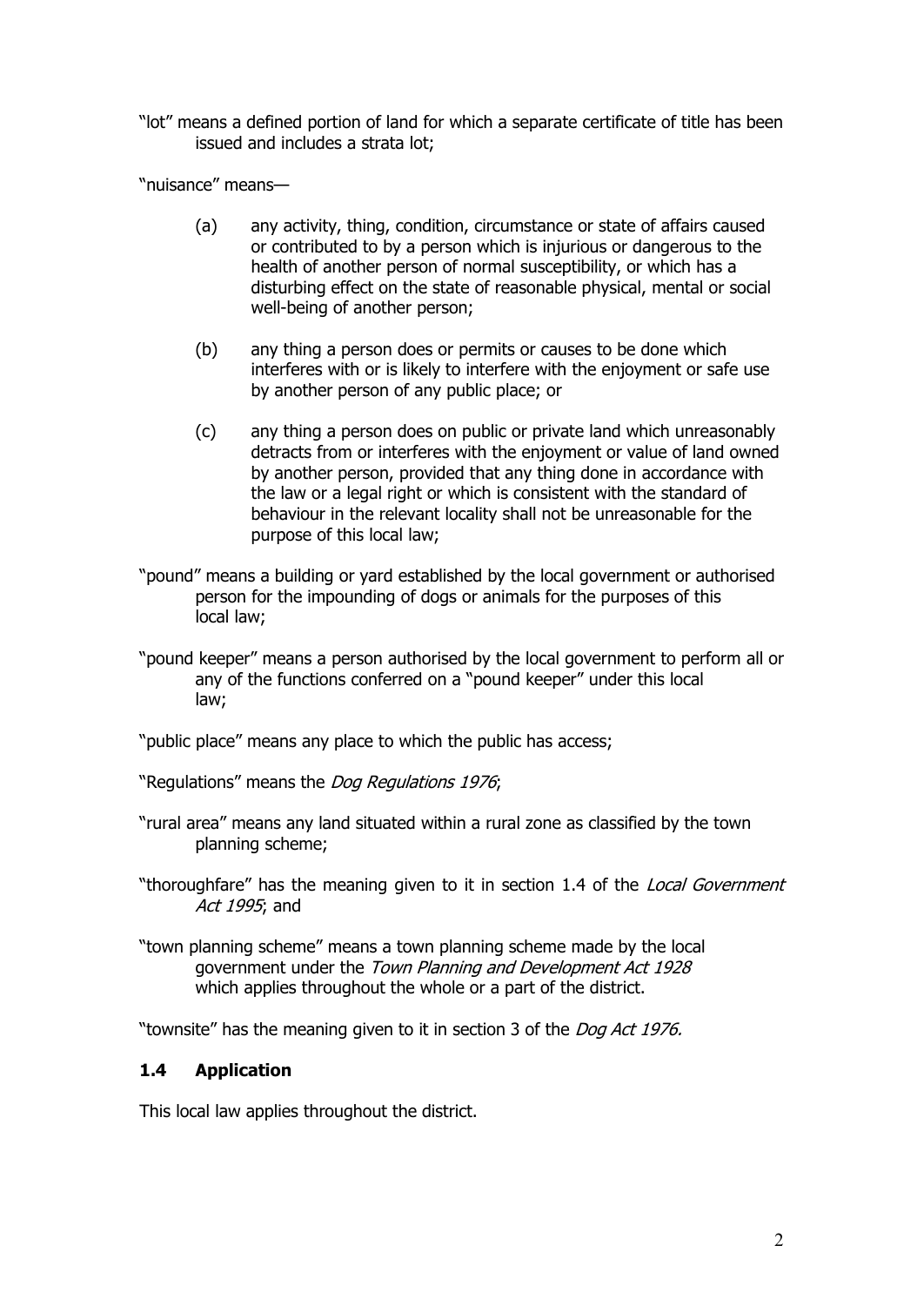"lot" means a defined portion of land for which a separate certificate of title has been issued and includes a strata lot;

"nuisance" means—

(a) any activity, thing, condition, circumstance or state of affairs caused or contributed to by a person which is injurious or dangerous to the health of another person of normal susceptibility, or which has a disturbing effect on the state of reasonable physical, mental or social well-being of another person;

(b) any thing a person does or permits or causes to be done which interferes with or is likely to interfere with the enjoyment or safe use by another person of any public place; or

(c) any thing a person does on public or private land which unreasonably detracts from or interferes with the enjoyment or value of land owned by another person, provided that any thing done in accordance with the law or a legal right or which is consistent with the standard of behaviour in the relevant locality shall not be unreasonable for the purpose of this local law;

"pound" means a building or yard established by the local government or authorised person for the impounding of dogs or animals for the purposes of this local law;

"pound keeper" means a person authorised by the local government to perform all or any of the functions conferred on a "pound keeper" under this local law;

"public place" means any place to which the public has access;

"Regulations" means the *Dog Regulations 1976*;

"rural area" means any land situated within a rural zone as classified by the town planning scheme;

"thoroughfare" has the meaning given to it in section 1.4 of the *Local Government Act 1995*; and

"town planning scheme" means a town planning scheme made by the local government under the *Town Planning and Development Act 1928* which applies throughout the whole or a part of the district.

"townsite" has the meaning given to it in section 3 of the *Dog Act 1976.*

### 1.4 Application

This local law applies throughout the district.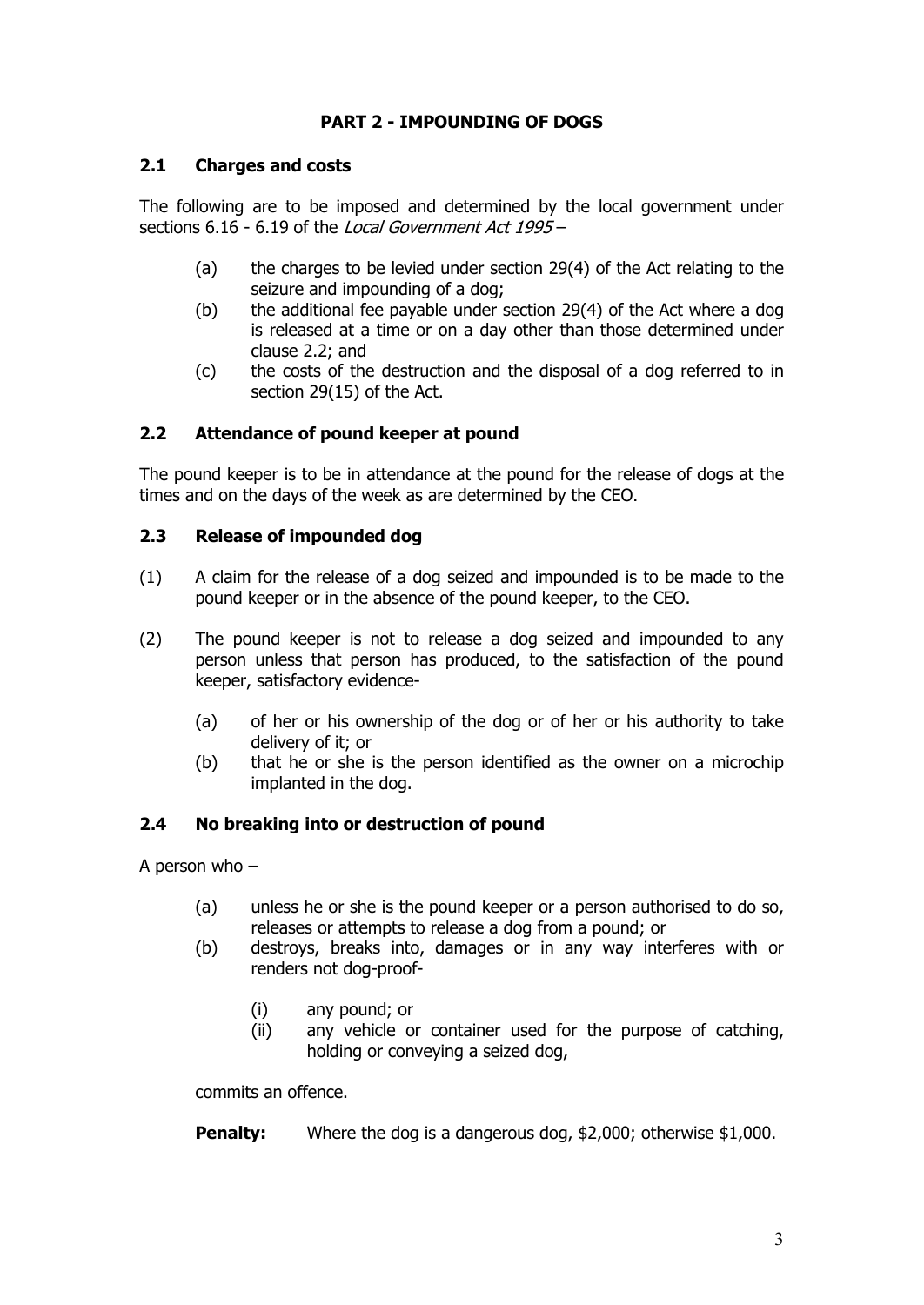## PART 2 - IMPOUNDING OF DOGS

### 2.1 Charges and costs

The following are to be imposed and determined by the local government under sections 6.16 - 6.19 of the *Local Government Act 1995* –

(a) the charges to be levied under section 29(4) of the Act relating to the seizure and impounding of a dog;

(b) the additional fee payable under section 29(4) of the Act where a dog is released at a time or on a day other than those determined under clause 2.2; and

(c) the costs of the destruction and the disposal of a dog referred to in section 29(15) of the Act.

### 2.2 Attendance of pound keeper at pound

The pound keeper is to be in attendance at the pound for the release of dogs at the times and on the days of the week as are determined by the CEO.

### 2.3 Release of impounded dog

(1) A claim for the release of a dog seized and impounded is to be made to the pound keeper or in the absence of the pound keeper, to the CEO.

(2) The pound keeper is not to release a dog seized and impounded to any person unless that person has produced, to the satisfaction of the pound keeper, satisfactory evidence-

(a) of her or his ownership of the dog or of her or his authority to take delivery of it; or

(b) that he or she is the person identified as the owner on a microchip implanted in the dog.

### 2.4 No breaking into or destruction of pound

A person who –

(a) unless he or she is the pound keeper or a person authorised to do so, releases or attempts to release a dog from a pound; or

(b) destroys, breaks into, damages or in any way interferes with or renders not dog-proof-

(i) any pound; or

(ii) any vehicle or container used for the purpose of catching, holding or conveying a seized dog,

commits an offence.

**Penalty:** Where the dog is a dangerous dog, $2,000; otherwise $1,000.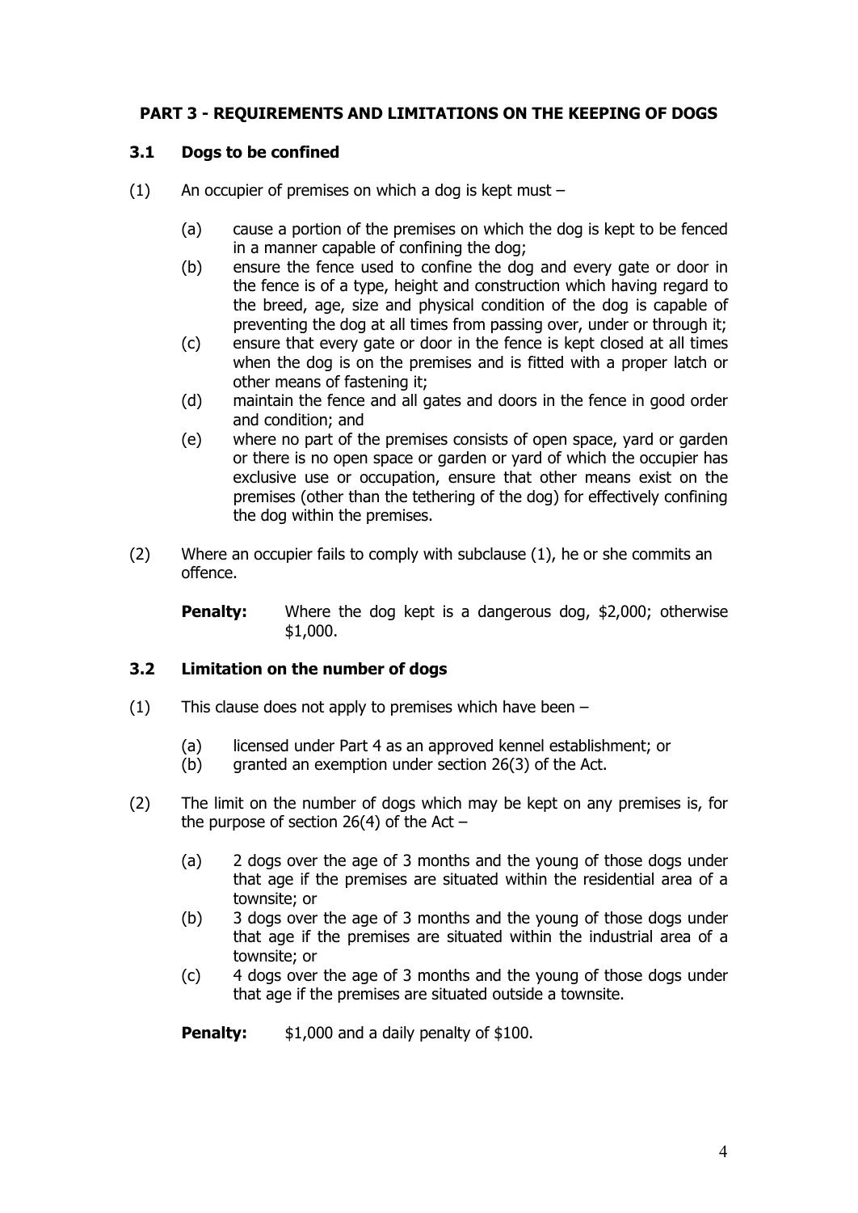## PART 3 - REQUIREMENTS AND LIMITATIONS ON THE KEEPING OF DOGS

### 3.1 Dogs to be confined

(1) An occupier of premises on which a dog is kept must –

- (a) cause a portion of the premises on which the dog is kept to be fenced in a manner capable of confining the dog;
- (b) ensure the fence used to confine the dog and every gate or door in the fence is of a type, height and construction which having regard to the breed, age, size and physical condition of the dog is capable of preventing the dog at all times from passing over, under or through it;
- (c) ensure that every gate or door in the fence is kept closed at all times when the dog is on the premises and is fitted with a proper latch or other means of fastening it;
- (d) maintain the fence and all gates and doors in the fence in good order and condition; and
- (e) where no part of the premises consists of open space, yard or garden or there is no open space or garden or yard of which the occupier has exclusive use or occupation, ensure that other means exist on the premises (other than the tethering of the dog) for effectively confining the dog within the premises.

(2) Where an occupier fails to comply with subclause (1), he or she commits an offence.

**Penalty:** Where the dog kept is a dangerous dog, $2,000; otherwise $1,000.

### 3.2 Limitation on the number of dogs

(1) This clause does not apply to premises which have been –

- (a) licensed under Part 4 as an approved kennel establishment; or
- (b) granted an exemption under section 26(3) of the Act.

(2) The limit on the number of dogs which may be kept on any premises is, for the purpose of section 26(4) of the Act –

- (a) 2 dogs over the age of 3 months and the young of those dogs under that age if the premises are situated within the residential area of a townsite; or
- (b) 3 dogs over the age of 3 months and the young of those dogs under that age if the premises are situated within the industrial area of a townsite; or
- (c) 4 dogs over the age of 3 months and the young of those dogs under that age if the premises are situated outside a townsite.

**Penalty:** $1,000 and a daily penalty of $100.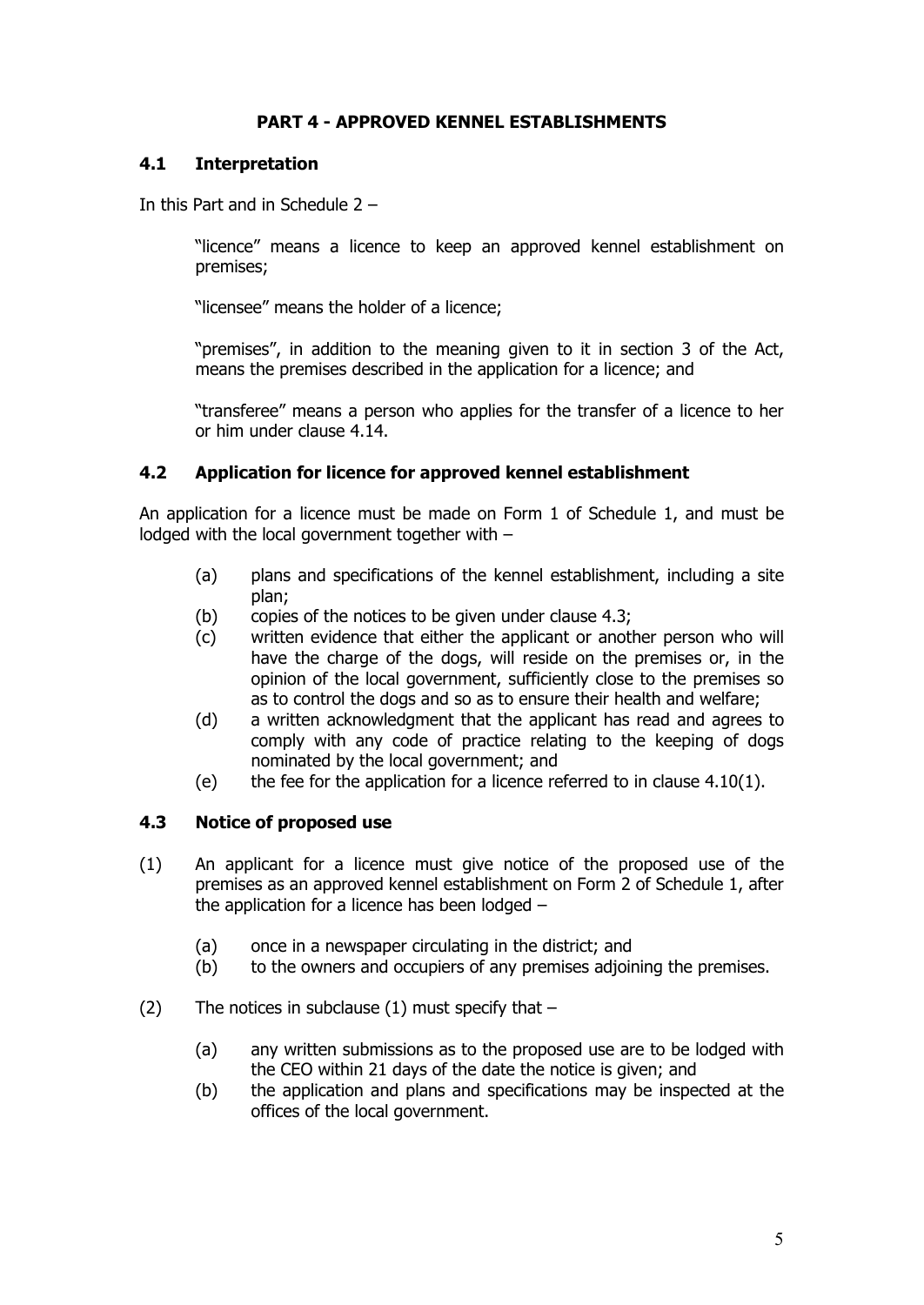## PART 4 - APPROVED KENNEL ESTABLISHMENTS

### 4.1 Interpretation

In this Part and in Schedule 2 –

"licence" means a licence to keep an approved kennel establishment on premises;

"licensee" means the holder of a licence;

"premises", in addition to the meaning given to it in section 3 of the Act, means the premises described in the application for a licence; and

"transferee" means a person who applies for the transfer of a licence to her or him under clause 4.14.

### 4.2 Application for licence for approved kennel establishment

An application for a licence must be made on Form 1 of Schedule 1, and must be lodged with the local government together with –

- (a) plans and specifications of the kennel establishment, including a site plan;
- (b) copies of the notices to be given under clause 4.3;
- (c) written evidence that either the applicant or another person who will have the charge of the dogs, will reside on the premises or, in the opinion of the local government, sufficiently close to the premises so as to control the dogs and so as to ensure their health and welfare;
- (d) a written acknowledgment that the applicant has read and agrees to comply with any code of practice relating to the keeping of dogs nominated by the local government; and
- (e) the fee for the application for a licence referred to in clause 4.10(1).

### 4.3 Notice of proposed use

(1) An applicant for a licence must give notice of the proposed use of the premises as an approved kennel establishment on Form 2 of Schedule 1, after the application for a licence has been lodged –

- (a) once in a newspaper circulating in the district; and
- (b) to the owners and occupiers of any premises adjoining the premises.

(2) The notices in subclause (1) must specify that –

- (a) any written submissions as to the proposed use are to be lodged with the CEO within 21 days of the date the notice is given; and
- (b) the application and plans and specifications may be inspected at the offices of the local government.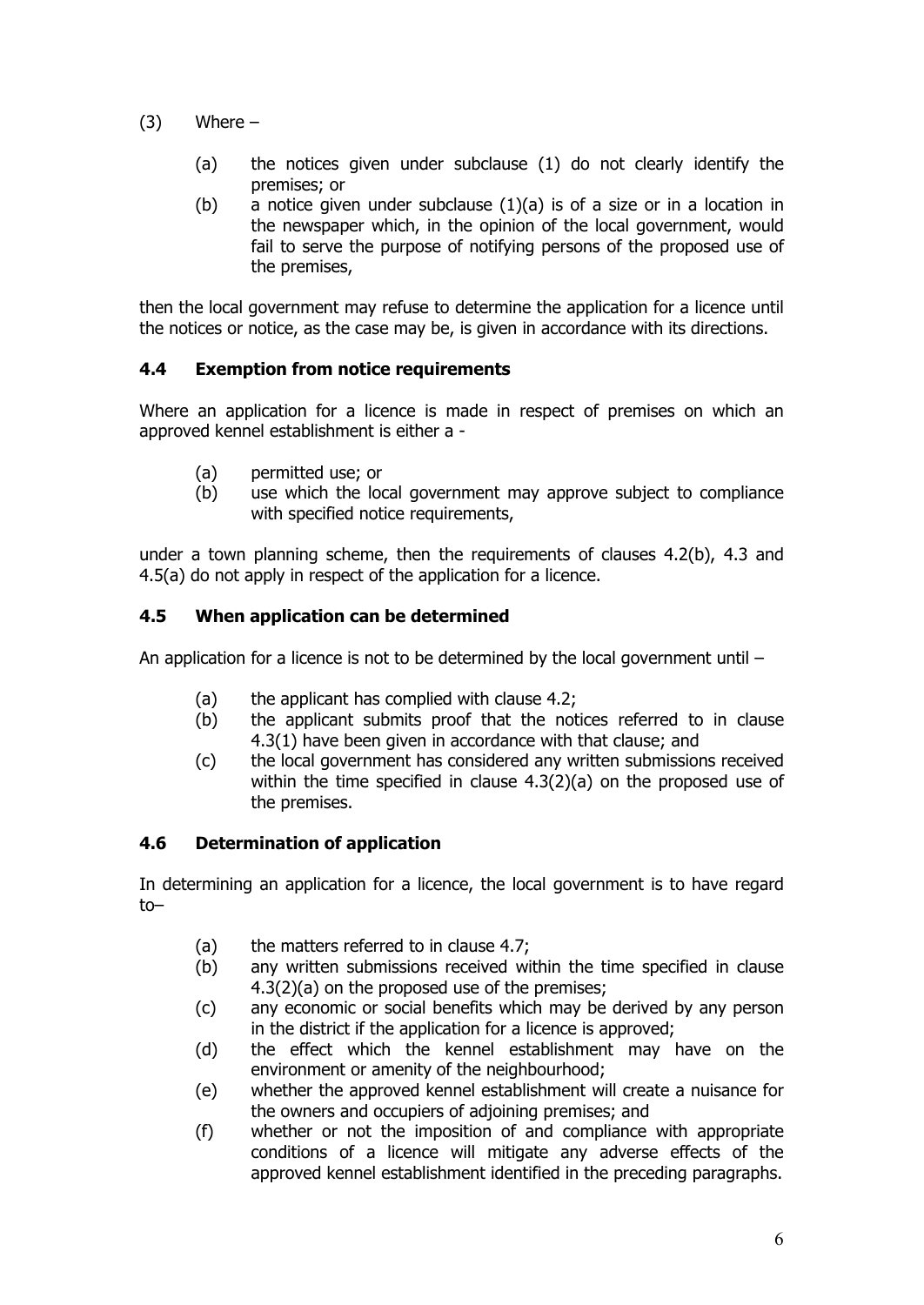(3) Where –

- (a) the notices given under subclause (1) do not clearly identify the premises; or
- (b) a notice given under subclause (1)(a) is of a size or in a location in the newspaper which, in the opinion of the local government, would fail to serve the purpose of notifying persons of the proposed use of the premises,

then the local government may refuse to determine the application for a licence until the notices or notice, as the case may be, is given in accordance with its directions.

### 4.4 Exemption from notice requirements

Where an application for a licence is made in respect of premises on which an approved kennel establishment is either a -

- (a) permitted use; or
- (b) use which the local government may approve subject to compliance with specified notice requirements,

under a town planning scheme, then the requirements of clauses 4.2(b), 4.3 and 4.5(a) do not apply in respect of the application for a licence.

### 4.5 When application can be determined

An application for a licence is not to be determined by the local government until –

- (a) the applicant has complied with clause 4.2;
- (b) the applicant submits proof that the notices referred to in clause 4.3(1) have been given in accordance with that clause; and
- (c) the local government has considered any written submissions received within the time specified in clause 4.3(2)(a) on the proposed use of the premises.

### 4.6 Determination of application

In determining an application for a licence, the local government is to have regard to–

- (a) the matters referred to in clause 4.7;
- (b) any written submissions received within the time specified in clause 4.3(2)(a) on the proposed use of the premises;
- (c) any economic or social benefits which may be derived by any person in the district if the application for a licence is approved;
- (d) the effect which the kennel establishment may have on the environment or amenity of the neighbourhood;
- (e) whether the approved kennel establishment will create a nuisance for the owners and occupiers of adjoining premises; and
- (f) whether or not the imposition of and compliance with appropriate conditions of a licence will mitigate any adverse effects of the approved kennel establishment identified in the preceding paragraphs.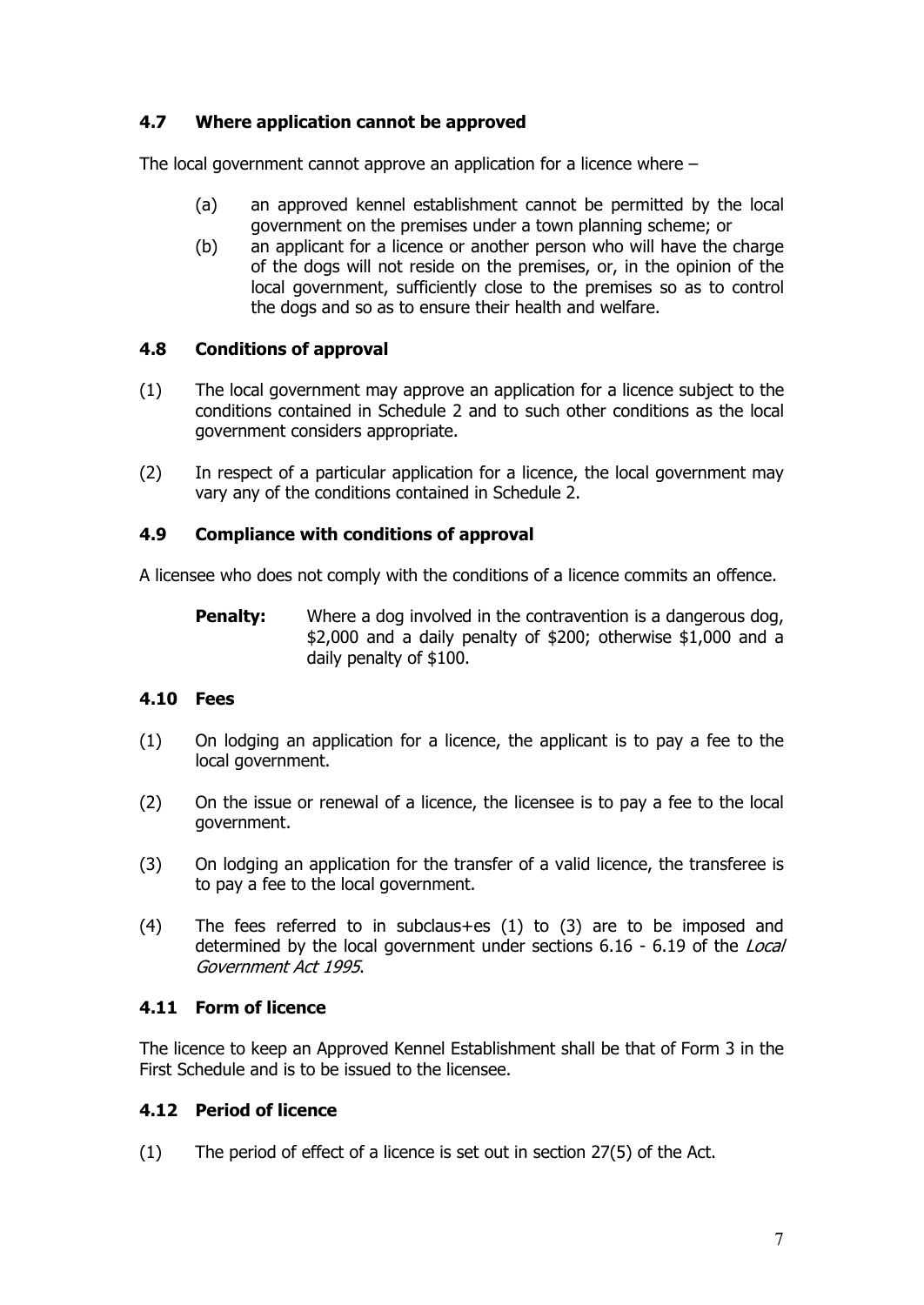### 4.7 Where application cannot be approved

The local government cannot approve an application for a licence where –

(a) an approved kennel establishment cannot be permitted by the local government on the premises under a town planning scheme; or

(b) an applicant for a licence or another person who will have the charge of the dogs will not reside on the premises, or, in the opinion of the local government, sufficiently close to the premises so as to control the dogs and so as to ensure their health and welfare.

### 4.8 Conditions of approval

(1) The local government may approve an application for a licence subject to the conditions contained in Schedule 2 and to such other conditions as the local government considers appropriate.

(2) In respect of a particular application for a licence, the local government may vary any of the conditions contained in Schedule 2.

### 4.9 Compliance with conditions of approval

A licensee who does not comply with the conditions of a licence commits an offence.

**Penalty:** Where a dog involved in the contravention is a dangerous dog, $2,000 and a daily penalty of $200; otherwise $1,000 and a daily penalty of $100.

### 4.10 Fees

(1) On lodging an application for a licence, the applicant is to pay a fee to the local government.

(2) On the issue or renewal of a licence, the licensee is to pay a fee to the local government.

(3) On lodging an application for the transfer of a valid licence, the transferee is to pay a fee to the local government.

(4) The fees referred to in subclaus+es (1) to (3) are to be imposed and determined by the local government under sections 6.16 - 6.19 of the *Local Government Act 1995*.

### 4.11 Form of licence

The licence to keep an Approved Kennel Establishment shall be that of Form 3 in the First Schedule and is to be issued to the licensee.

### 4.12 Period of licence

(1) The period of effect of a licence is set out in section 27(5) of the Act.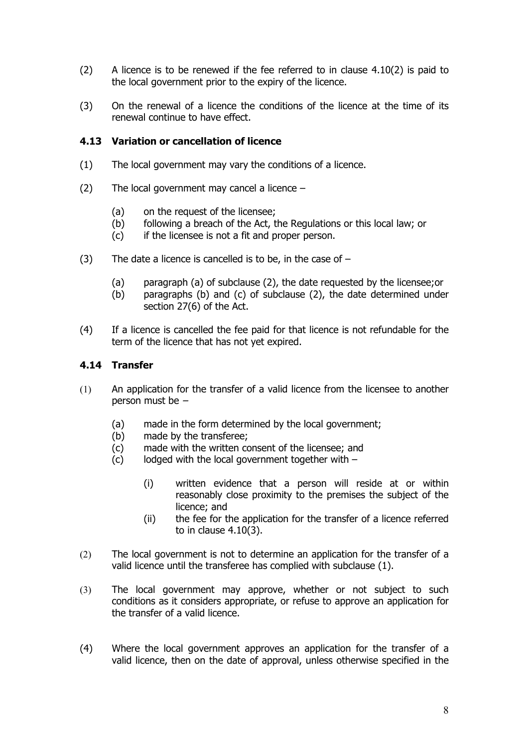(2) A licence is to be renewed if the fee referred to in clause 4.10(2) is paid to the local government prior to the expiry of the licence.

(3) On the renewal of a licence the conditions of the licence at the time of its renewal continue to have effect.

### 4.13 Variation or cancellation of licence

(1) The local government may vary the conditions of a licence.

(2) The local government may cancel a licence –

- (a) on the request of the licensee;
- (b) following a breach of the Act, the Regulations or this local law; or
- (c) if the licensee is not a fit and proper person.

(3) The date a licence is cancelled is to be, in the case of –

- (a) paragraph (a) of subclause (2), the date requested by the licensee;or
- (b) paragraphs (b) and (c) of subclause (2), the date determined under section 27(6) of the Act.

(4) If a licence is cancelled the fee paid for that licence is not refundable for the term of the licence that has not yet expired.

### 4.14 Transfer

(1) An application for the transfer of a valid licence from the licensee to another person must be –

- (a) made in the form determined by the local government;
- (b) made by the transferee;
- (c) made with the written consent of the licensee; and
- (c) lodged with the local government together with –
  - (i) written evidence that a person will reside at or within reasonably close proximity to the premises the subject of the licence; and
  - (ii) the fee for the application for the transfer of a licence referred to in clause 4.10(3).

(2) The local government is not to determine an application for the transfer of a valid licence until the transferee has complied with subclause (1).

(3) The local government may approve, whether or not subject to such conditions as it considers appropriate, or refuse to approve an application for the transfer of a valid licence.

(4) Where the local government approves an application for the transfer of a valid licence, then on the date of approval, unless otherwise specified in the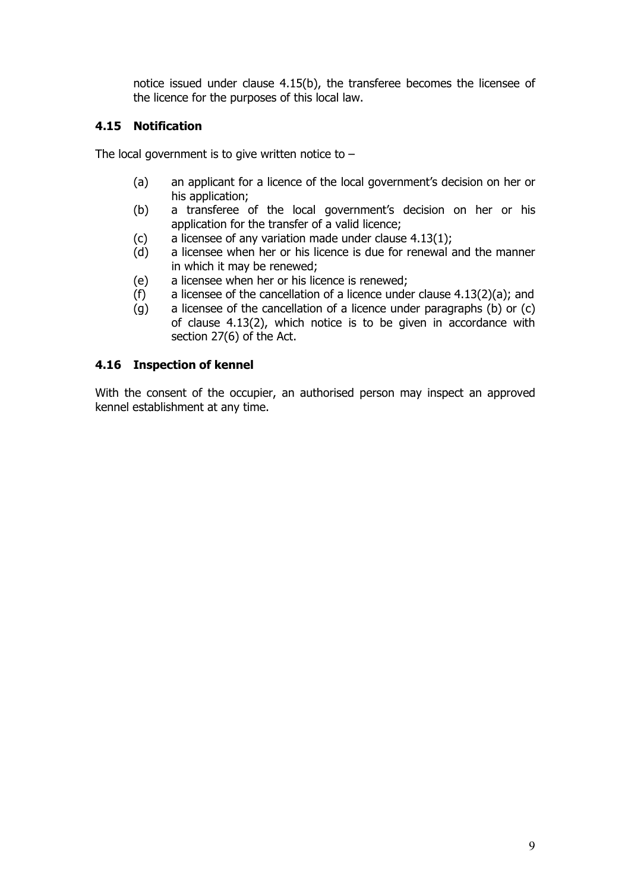notice issued under clause 4.15(b), the transferee becomes the licensee of the licence for the purposes of this local law.

### 4.15 Notification

The local government is to give written notice to –

(a) an applicant for a licence of the local government's decision on her or his application;
(b) a transferee of the local government's decision on her or his application for the transfer of a valid licence;
(c) a licensee of any variation made under clause 4.13(1);
(d) a licensee when her or his licence is due for renewal and the manner in which it may be renewed;
(e) a licensee when her or his licence is renewed;
(f) a licensee of the cancellation of a licence under clause 4.13(2)(a); and
(g) a licensee of the cancellation of a licence under paragraphs (b) or (c) of clause 4.13(2), which notice is to be given in accordance with section 27(6) of the Act.

### 4.16 Inspection of kennel

With the consent of the occupier, an authorised person may inspect an approved kennel establishment at any time.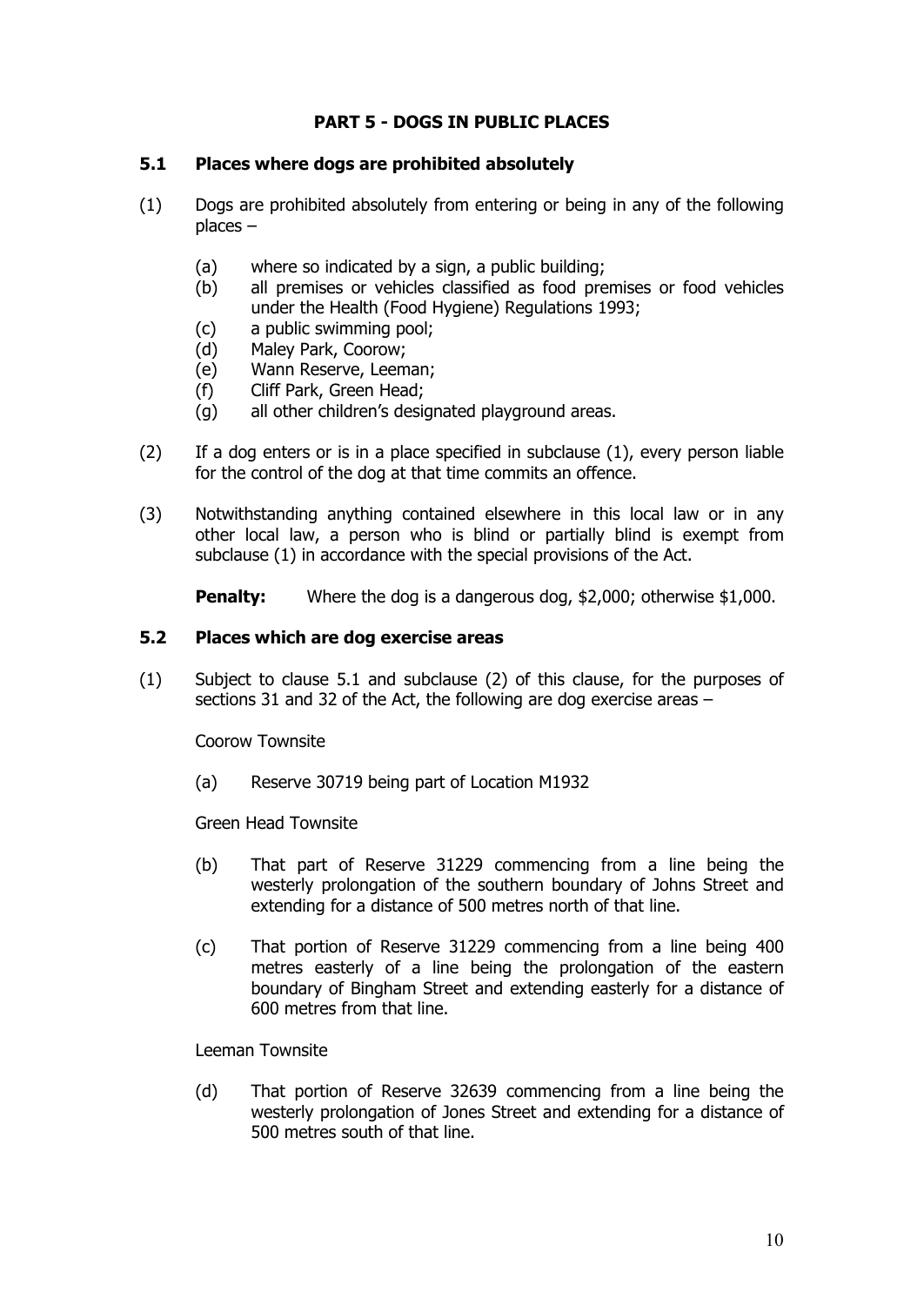# PART 5 - DOGS IN PUBLIC PLACES

## 5.1 Places where dogs are prohibited absolutely

(1) Dogs are prohibited absolutely from entering or being in any of the following places –

- (a) where so indicated by a sign, a public building;
- (b) all premises or vehicles classified as food premises or food vehicles under the Health (Food Hygiene) Regulations 1993;
- (c) a public swimming pool;
- (d) Maley Park, Coorow;
- (e) Wann Reserve, Leeman;
- (f) Cliff Park, Green Head;
- (g) all other children's designated playground areas.

(2) If a dog enters or is in a place specified in subclause (1), every person liable for the control of the dog at that time commits an offence.

(3) Notwithstanding anything contained elsewhere in this local law or in any other local law, a person who is blind or partially blind is exempt from subclause (1) in accordance with the special provisions of the Act.

**Penalty:** Where the dog is a dangerous dog, $2,000; otherwise $1,000.

## 5.2 Places which are dog exercise areas

(1) Subject to clause 5.1 and subclause (2) of this clause, for the purposes of sections 31 and 32 of the Act, the following are dog exercise areas –

Coorow Townsite

- (a) Reserve 30719 being part of Location M1932

Green Head Townsite

- (b) That part of Reserve 31229 commencing from a line being the westerly prolongation of the southern boundary of Johns Street and extending for a distance of 500 metres north of that line.
- (c) That portion of Reserve 31229 commencing from a line being 400 metres easterly of a line being the prolongation of the eastern boundary of Bingham Street and extending easterly for a distance of 600 metres from that line.

Leeman Townsite

- (d) That portion of Reserve 32639 commencing from a line being the westerly prolongation of Jones Street and extending for a distance of 500 metres south of that line.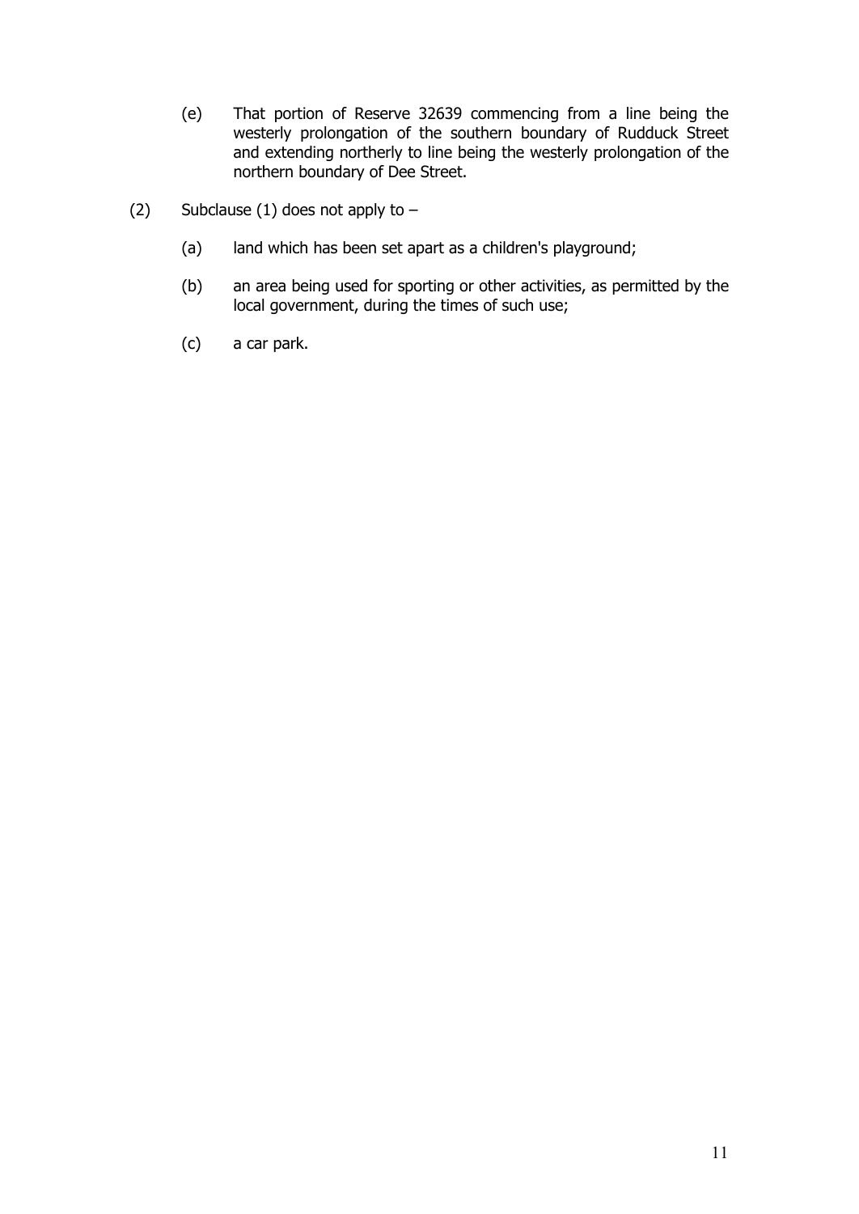(e) That portion of Reserve 32639 commencing from a line being the westerly prolongation of the southern boundary of Rudduck Street and extending northerly to line being the westerly prolongation of the northern boundary of Dee Street.

(2) Subclause (1) does not apply to –

(a) land which has been set apart as a children's playground;

(b) an area being used for sporting or other activities, as permitted by the local government, during the times of such use;

(c) a car park.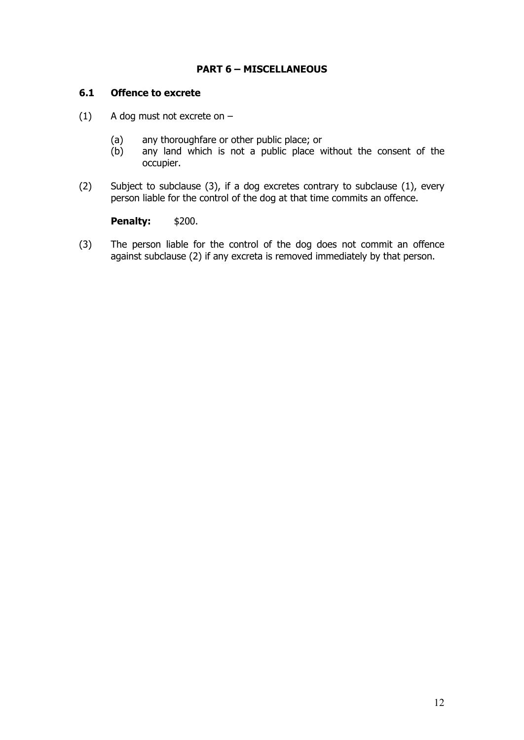## PART 6 – MISCELLANEOUS

### 6.1 Offence to excrete

(1) A dog must not excrete on –

 (a) any thoroughfare or other public place; or
 (b) any land which is not a public place without the consent of the occupier.

(2) Subject to subclause (3), if a dog excretes contrary to subclause (1), every person liable for the control of the dog at that time commits an offence.

 **Penalty:** $200.

(3) The person liable for the control of the dog does not commit an offence against subclause (2) if any excreta is removed immediately by that person.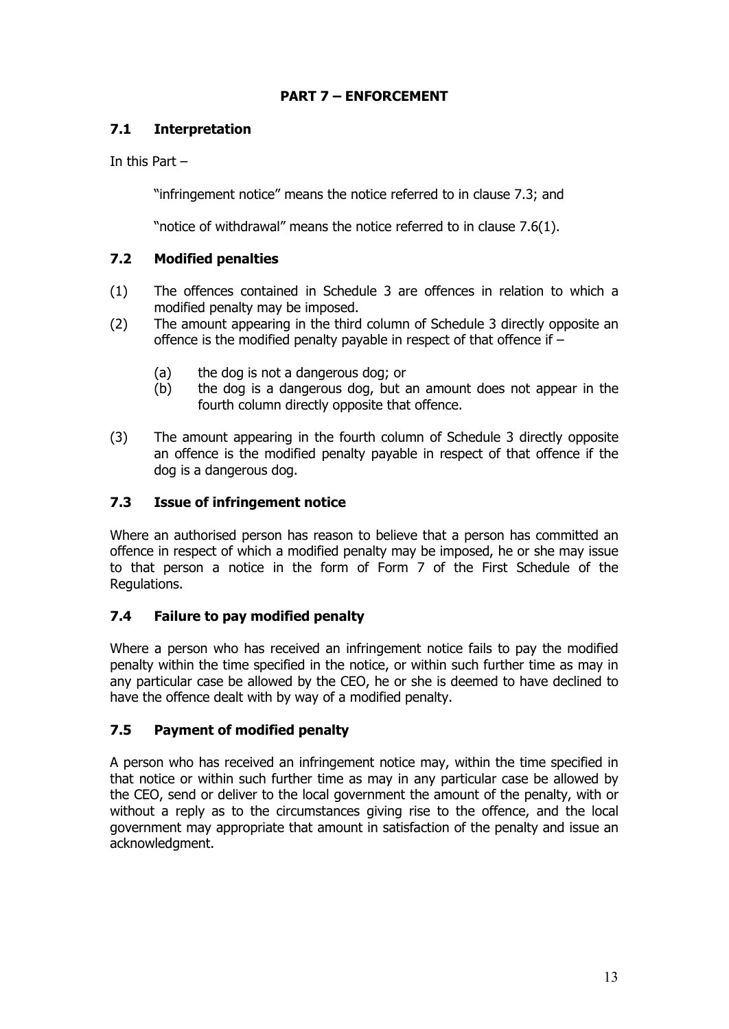## PART 7 – ENFORCEMENT

### 7.1 Interpretation

In this Part –

"infringement notice" means the notice referred to in clause 7.3; and

"notice of withdrawal" means the notice referred to in clause 7.6(1).

### 7.2 Modified penalties

(1) The offences contained in Schedule 3 are offences in relation to which a modified penalty may be imposed.

(2) The amount appearing in the third column of Schedule 3 directly opposite an offence is the modified penalty payable in respect of that offence if –

 (a) the dog is not a dangerous dog; or
 (b) the dog is a dangerous dog, but an amount does not appear in the fourth column directly opposite that offence.

(3) The amount appearing in the fourth column of Schedule 3 directly opposite an offence is the modified penalty payable in respect of that offence if the dog is a dangerous dog.

### 7.3 Issue of infringement notice

Where an authorised person has reason to believe that a person has committed an offence in respect of which a modified penalty may be imposed, he or she may issue to that person a notice in the form of Form 7 of the First Schedule of the Regulations.

### 7.4 Failure to pay modified penalty

Where a person who has received an infringement notice fails to pay the modified penalty within the time specified in the notice, or within such further time as may in any particular case be allowed by the CEO, he or she is deemed to have declined to have the offence dealt with by way of a modified penalty.

### 7.5 Payment of modified penalty

A person who has received an infringement notice may, within the time specified in that notice or within such further time as may in any particular case be allowed by the CEO, send or deliver to the local government the amount of the penalty, with or without a reply as to the circumstances giving rise to the offence, and the local government may appropriate that amount in satisfaction of the penalty and issue an acknowledgment.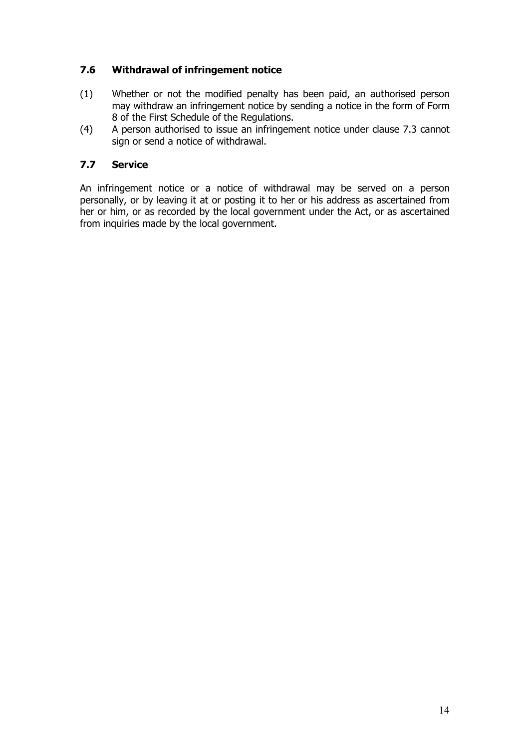### 7.6 Withdrawal of infringement notice

(1) Whether or not the modified penalty has been paid, an authorised person may withdraw an infringement notice by sending a notice in the form of Form 8 of the First Schedule of the Regulations.

(4) A person authorised to issue an infringement notice under clause 7.3 cannot sign or send a notice of withdrawal.

### 7.7 Service

An infringement notice or a notice of withdrawal may be served on a person personally, or by leaving it at or posting it to her or his address as ascertained from her or him, or as recorded by the local government under the Act, or as ascertained from inquiries made by the local government.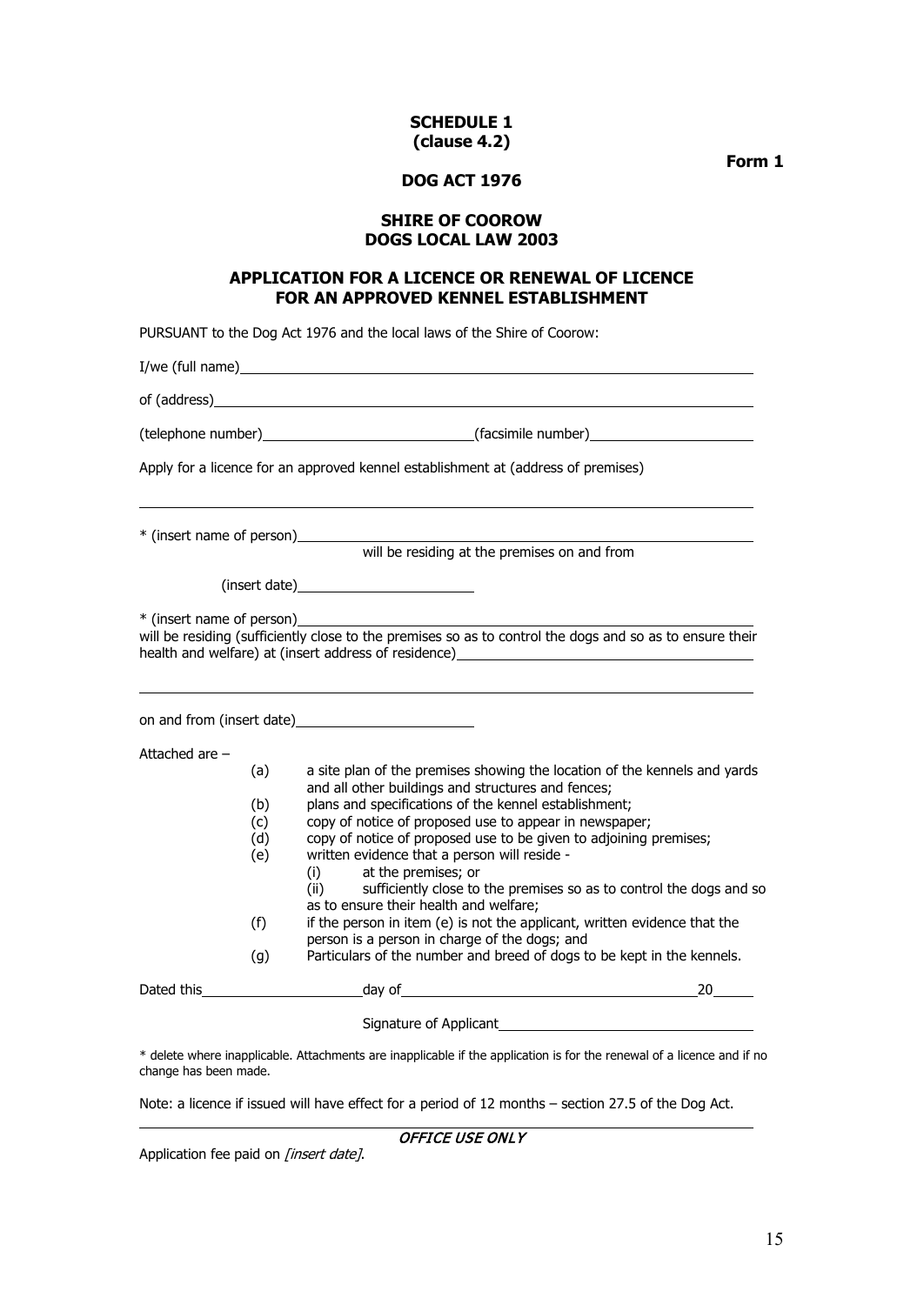**SCHEDULE 1**
**(clause 4.2)**

**Form 1**

**DOG ACT 1976**

**SHIRE OF COOROW**
**DOGS LOCAL LAW 2003**

**APPLICATION FOR A LICENCE OR RENEWAL OF LICENCE FOR AN APPROVED KENNEL ESTABLISHMENT**

PURSUANT to the Dog Act 1976 and the local laws of the Shire of Coorow:

I/we (full name)\_\_\_\_\_\_\_\_\_\_\_\_\_\_\_\_\_\_\_\_\_\_\_\_\_\_\_\_\_\_\_\_\_\_\_\_\_\_\_\_\_\_

of (address)\_\_\_\_\_\_\_\_\_\_\_\_\_\_\_\_\_\_\_\_\_\_\_\_\_\_\_\_\_\_\_\_\_\_\_\_\_\_\_\_\_\_

(telephone number)\_\_\_\_\_\_\_\_\_\_\_\_\_\_\_\_\_\_\_\_(facsimile number)\_\_\_\_\_\_\_\_\_\_\_\_\_\_\_\_\_\_\_\_

Apply for a licence for an approved kennel establishment at (address of premises)

\_\_\_\_\_\_\_\_\_\_\_\_\_\_\_\_\_\_\_\_\_\_\_\_\_\_\_\_\_\_\_\_\_\_\_\_\_\_\_\_\_\_\_\_\_\_\_\_\_\_\_\_\_\_\_\_\_\_

* (insert name of person)\_\_\_\_\_\_\_\_\_\_\_\_\_\_\_\_\_\_\_\_\_\_\_\_\_\_\_\_\_\_\_\_\_\_\_\_\_\_\_\_\_\_
will be residing at the premises on and from

(insert date)\_\_\_\_\_\_\_\_\_\_\_\_\_\_\_\_\_\_\_\_

* (insert name of person)\_\_\_\_\_\_\_\_\_\_\_\_\_\_\_\_\_\_\_\_\_\_\_\_\_\_\_\_\_\_\_\_\_\_\_\_\_\_\_\_\_\_
will be residing (sufficiently close to the premises so as to control the dogs and so as to ensure their health and welfare) at (insert address of residence)\_\_\_\_\_\_\_\_\_\_\_\_\_\_\_\_\_\_\_\_\_\_\_\_\_\_\_\_\_\_

\_\_\_\_\_\_\_\_\_\_\_\_\_\_\_\_\_\_\_\_\_\_\_\_\_\_\_\_\_\_\_\_\_\_\_\_\_\_\_\_\_\_\_\_\_\_\_\_\_\_\_\_\_\_\_\_\_\_

on and from (insert date)\_\_\_\_\_\_\_\_\_\_\_\_\_\_\_\_\_\_\_\_

Attached are –

- (a) a site plan of the premises showing the location of the kennels and yards and all other buildings and structures and fences;
- (b) plans and specifications of the kennel establishment;
- (c) copy of notice of proposed use to appear in newspaper;
- (d) copy of notice of proposed use to be given to adjoining premises;
- (e) written evidence that a person will reside -
  - (i) at the premises; or
  - (ii) sufficiently close to the premises so as to control the dogs and so as to ensure their health and welfare;
- (f) if the person in item (e) is not the applicant, written evidence that the person is a person in charge of the dogs; and
- (g) Particulars of the number and breed of dogs to be kept in the kennels.

Dated this\_\_\_\_\_\_\_\_\_\_\_\_\_\_\_\_\_\_day of\_\_\_\_\_\_\_\_\_\_\_\_\_\_\_\_\_\_\_\_\_\_\_\_\_\_\_\_\_\_20\_\_\_\_

Signature of Applicant\_\_\_\_\_\_\_\_\_\_\_\_\_\_\_\_\_\_\_\_\_\_\_\_\_\_\_\_

* delete where inapplicable. Attachments are inapplicable if the application is for the renewal of a licence and if no change has been made.

Note: a licence if issued will have effect for a period of 12 months – section 27.5 of the Dog Act.

---

***OFFICE USE ONLY***

Application fee paid on *[insert date]*.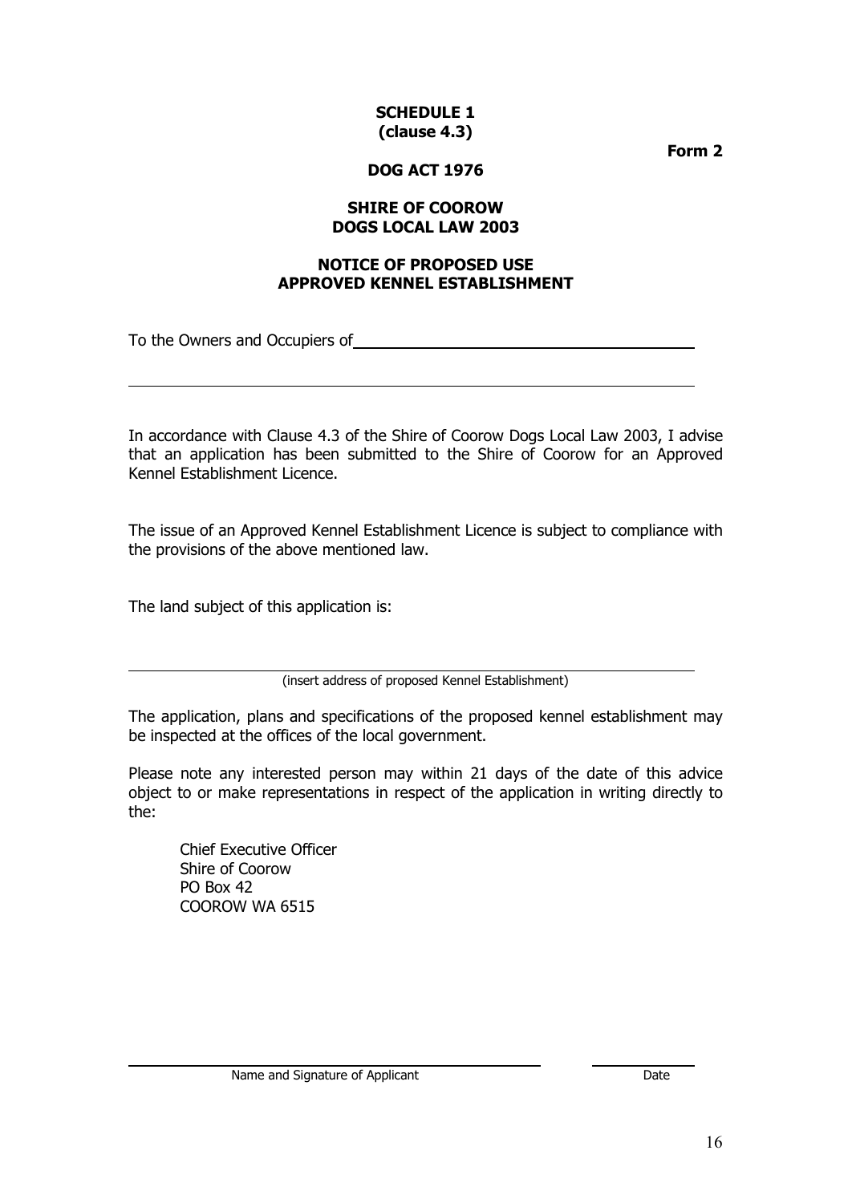**SCHEDULE 1**
**(clause 4.3)**

**Form 2**

**DOG ACT 1976**

**SHIRE OF COOROW**
**DOGS LOCAL LAW 2003**

**NOTICE OF PROPOSED USE**
**APPROVED KENNEL ESTABLISHMENT**

To the Owners and Occupiers of \_\_\_\_\_\_\_\_\_\_\_\_\_\_\_\_\_\_\_\_\_\_\_\_\_\_\_\_\_\_\_\_\_\_\_\_\_\_\_\_

\_\_\_\_\_\_\_\_\_\_\_\_\_\_\_\_\_\_\_\_\_\_\_\_\_\_\_\_\_\_\_\_\_\_\_\_\_\_\_\_\_\_\_\_\_\_\_\_\_\_\_\_\_\_\_\_\_\_\_\_\_\_\_\_

In accordance with Clause 4.3 of the Shire of Coorow Dogs Local Law 2003, I advise that an application has been submitted to the Shire of Coorow for an Approved Kennel Establishment Licence.

The issue of an Approved Kennel Establishment Licence is subject to compliance with the provisions of the above mentioned law.

The land subject of this application is:

\_\_\_\_\_\_\_\_\_\_\_\_\_\_\_\_\_\_\_\_\_\_\_\_\_\_\_\_\_\_\_\_\_\_\_\_\_\_\_\_\_\_\_\_\_\_\_\_\_\_\_\_\_\_\_\_\_\_\_\_\_\_\_\_
(insert address of proposed Kennel Establishment)

The application, plans and specifications of the proposed kennel establishment may be inspected at the offices of the local government.

Please note any interested person may within 21 days of the date of this advice object to or make representations in respect of the application in writing directly to the:

Chief Executive Officer
Shire of Coorow
PO Box 42
COOROW WA 6515

\_\_\_\_\_\_\_\_\_\_\_\_\_\_\_\_\_\_\_\_\_\_\_\_\_\_\_\_\_\_\_\_\_\_\_\_\_\_\_\_ \_\_\_\_\_\_\_\_\_\_\_\_
Name and Signature of Applicant Date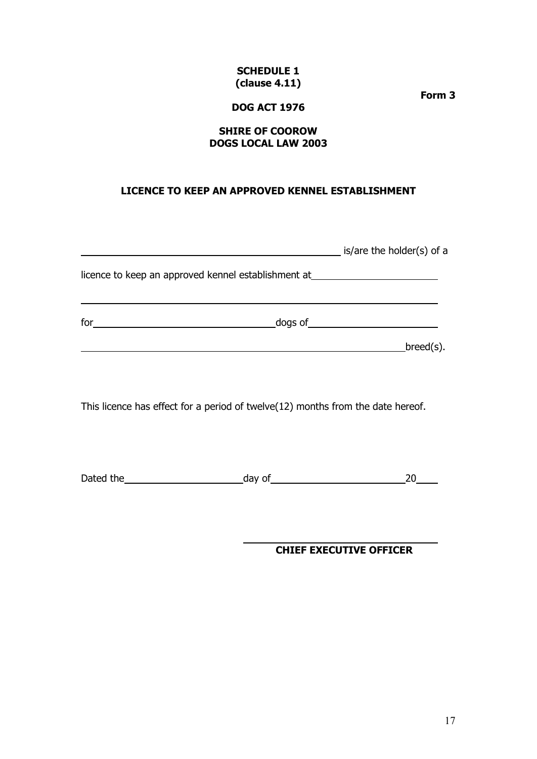**SCHEDULE 1**
**(clause 4.11)**

**Form 3**

**DOG ACT 1976**

**SHIRE OF COOROW**
**DOGS LOCAL LAW 2003**

## LICENCE TO KEEP AN APPROVED KENNEL ESTABLISHMENT

\_\_\_\_\_\_\_\_\_\_\_\_\_\_\_\_\_\_\_\_\_\_\_\_\_\_\_\_\_\_\_\_\_\_\_\_\_\_\_\_ is/are the holder(s) of a licence to keep an approved kennel establishment at \_\_\_\_\_\_\_\_\_\_\_\_\_\_\_\_\_\_\_\_\_\_\_\_

\_\_\_\_\_\_\_\_\_\_\_\_\_\_\_\_\_\_\_\_\_\_\_\_\_\_\_\_\_\_\_\_\_\_\_\_\_\_\_\_\_\_\_\_\_\_\_\_\_\_\_\_\_\_\_\_\_\_

for \_\_\_\_\_\_\_\_\_\_\_\_\_\_\_\_\_\_\_\_\_\_\_\_\_\_\_\_ dogs of \_\_\_\_\_\_\_\_\_\_\_\_\_\_\_\_\_\_\_\_\_\_\_\_

\_\_\_\_\_\_\_\_\_\_\_\_\_\_\_\_\_\_\_\_\_\_\_\_\_\_\_\_\_\_\_\_\_\_\_\_\_\_\_\_\_\_\_\_\_\_\_\_\_\_\_\_\_\_ breed(s).

This licence has effect for a period of twelve(12) months from the date hereof.

Dated the \_\_\_\_\_\_\_\_\_\_\_\_\_\_\_\_\_\_\_\_ day of \_\_\_\_\_\_\_\_\_\_\_\_\_\_\_\_\_\_\_\_\_\_\_\_ 20\_\_\_\_

\_\_\_\_\_\_\_\_\_\_\_\_\_\_\_\_\_\_\_\_\_\_\_\_\_\_\_\_\_\_\_\_\_\_\_\_
**CHIEF EXECUTIVE OFFICER**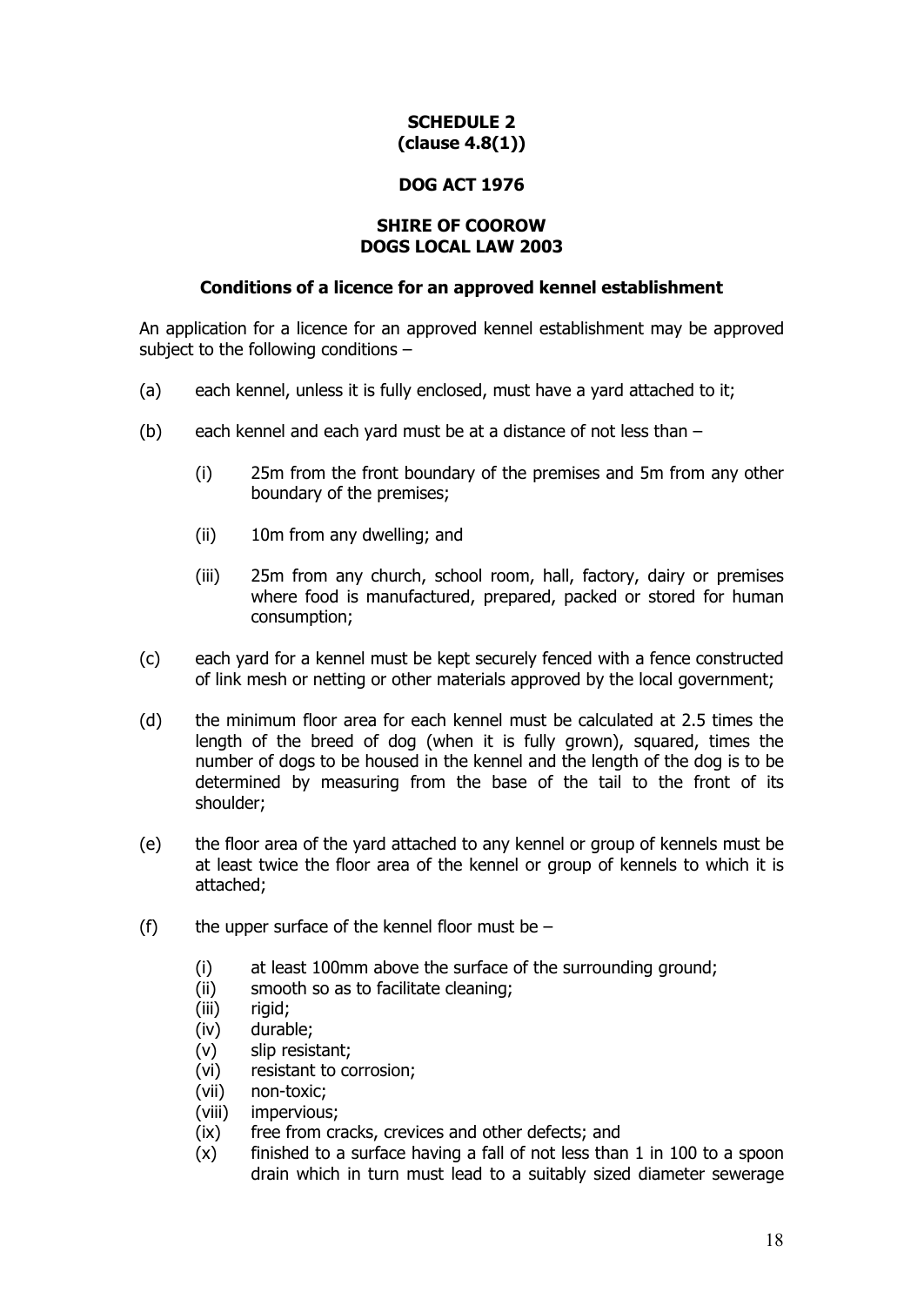**SCHEDULE 2**
**(clause 4.8(1))**

**DOG ACT 1976**

**SHIRE OF COOROW**
**DOGS LOCAL LAW 2003**

**Conditions of a licence for an approved kennel establishment**

An application for a licence for an approved kennel establishment may be approved subject to the following conditions –

(a) each kennel, unless it is fully enclosed, must have a yard attached to it;

(b) each kennel and each yard must be at a distance of not less than –

 (i) 25m from the front boundary of the premises and 5m from any other boundary of the premises;

 (ii) 10m from any dwelling; and

 (iii) 25m from any church, school room, hall, factory, dairy or premises where food is manufactured, prepared, packed or stored for human consumption;

(c) each yard for a kennel must be kept securely fenced with a fence constructed of link mesh or netting or other materials approved by the local government;

(d) the minimum floor area for each kennel must be calculated at 2.5 times the length of the breed of dog (when it is fully grown), squared, times the number of dogs to be housed in the kennel and the length of the dog is to be determined by measuring from the base of the tail to the front of its shoulder;

(e) the floor area of the yard attached to any kennel or group of kennels must be at least twice the floor area of the kennel or group of kennels to which it is attached;

(f) the upper surface of the kennel floor must be –

 (i) at least 100mm above the surface of the surrounding ground;
 (ii) smooth so as to facilitate cleaning;
 (iii) rigid;
 (iv) durable;
 (v) slip resistant;
 (vi) resistant to corrosion;
 (vii) non-toxic;
 (viii) impervious;
 (ix) free from cracks, crevices and other defects; and
 (x) finished to a surface having a fall of not less than 1 in 100 to a spoon drain which in turn must lead to a suitably sized diameter sewerage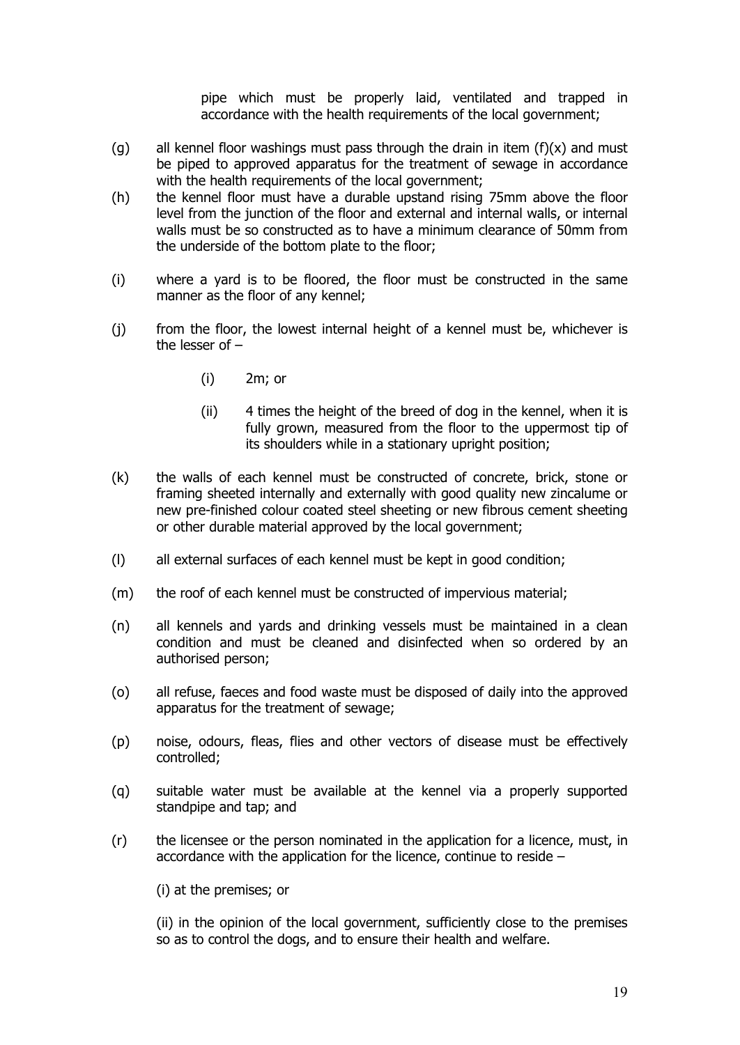pipe which must be properly laid, ventilated and trapped in accordance with the health requirements of the local government;

(g) all kennel floor washings must pass through the drain in item (f)(x) and must be piped to approved apparatus for the treatment of sewage in accordance with the health requirements of the local government;

(h) the kennel floor must have a durable upstand rising 75mm above the floor level from the junction of the floor and external and internal walls, or internal walls must be so constructed as to have a minimum clearance of 50mm from the underside of the bottom plate to the floor;

(i) where a yard is to be floored, the floor must be constructed in the same manner as the floor of any kennel;

(j) from the floor, the lowest internal height of a kennel must be, whichever is the lesser of –

  (i) 2m; or

  (ii) 4 times the height of the breed of dog in the kennel, when it is fully grown, measured from the floor to the uppermost tip of its shoulders while in a stationary upright position;

(k) the walls of each kennel must be constructed of concrete, brick, stone or framing sheeted internally and externally with good quality new zincalume or new pre-finished colour coated steel sheeting or new fibrous cement sheeting or other durable material approved by the local government;

(l) all external surfaces of each kennel must be kept in good condition;

(m) the roof of each kennel must be constructed of impervious material;

(n) all kennels and yards and drinking vessels must be maintained in a clean condition and must be cleaned and disinfected when so ordered by an authorised person;

(o) all refuse, faeces and food waste must be disposed of daily into the approved apparatus for the treatment of sewage;

(p) noise, odours, fleas, flies and other vectors of disease must be effectively controlled;

(q) suitable water must be available at the kennel via a properly supported standpipe and tap; and

(r) the licensee or the person nominated in the application for a licence, must, in accordance with the application for the licence, continue to reside –

  (i) at the premises; or

  (ii) in the opinion of the local government, sufficiently close to the premises so as to control the dogs, and to ensure their health and welfare.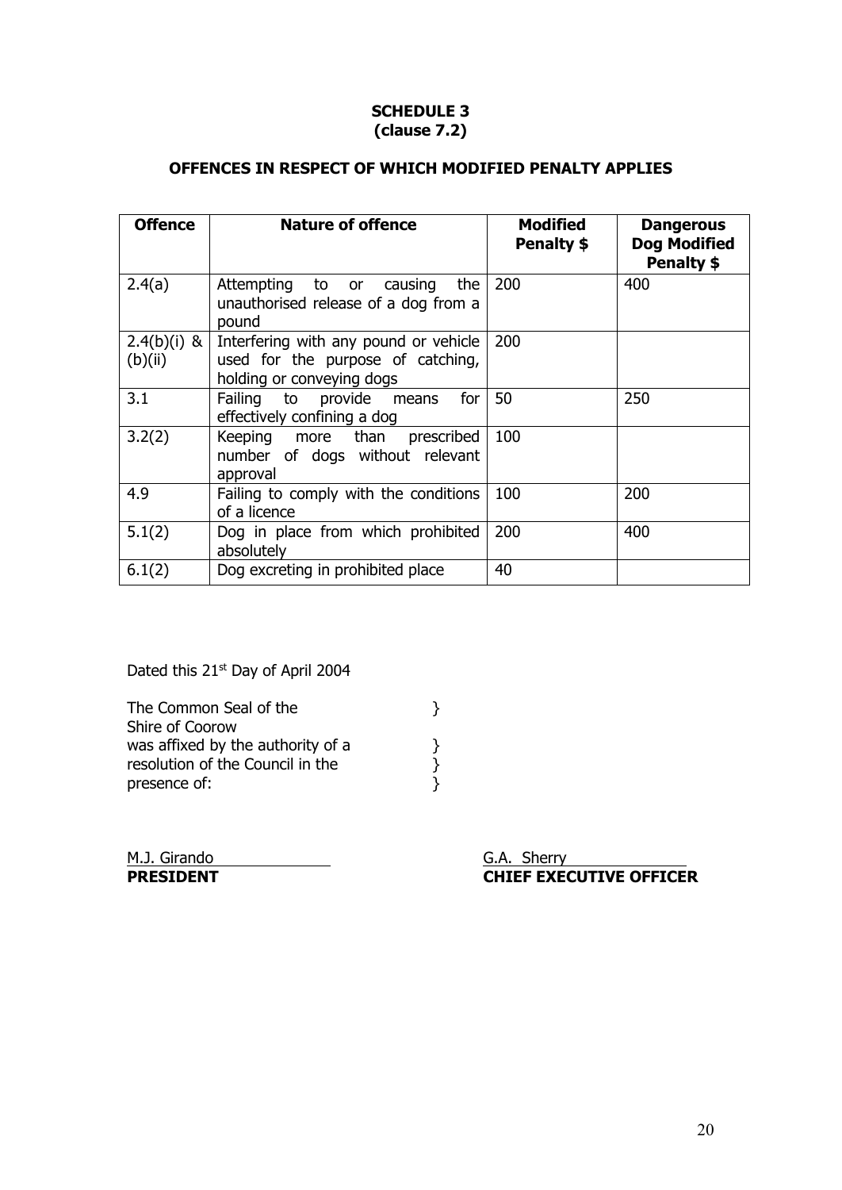**SCHEDULE 3**
**(clause 7.2)**

**OFFENCES IN RESPECT OF WHICH MODIFIED PENALTY APPLIES**

| Offence | Nature of offence | Modified Penalty $ | Dangerous Dog Modified Penalty $ |
|---|---|---|---|
| 2.4(a) | Attempting to or causing the unauthorised release of a dog from a pound | 200 | 400 |
| 2.4(b)(i) & (b)(ii) | Interfering with any pound or vehicle used for the purpose of catching, holding or conveying dogs | 200 | |
| 3.1 | Failing to provide means for effectively confining a dog | 50 | 250 |
| 3.2(2) | Keeping more than prescribed number of dogs without relevant approval | 100 | |
| 4.9 | Failing to comply with the conditions of a licence | 100 | 200 |
| 5.1(2) | Dog in place from which prohibited absolutely | 200 | 400 |
| 6.1(2) | Dog excreting in prohibited place | 40 | |

Dated this 21st Day of April 2004

The Common Seal of the Shire of Coorow was affixed by the authority of a resolution of the Council in the presence of:

M.J. Girando
**PRESIDENT**

G.A. Sherry
**CHIEF EXECUTIVE OFFICER**